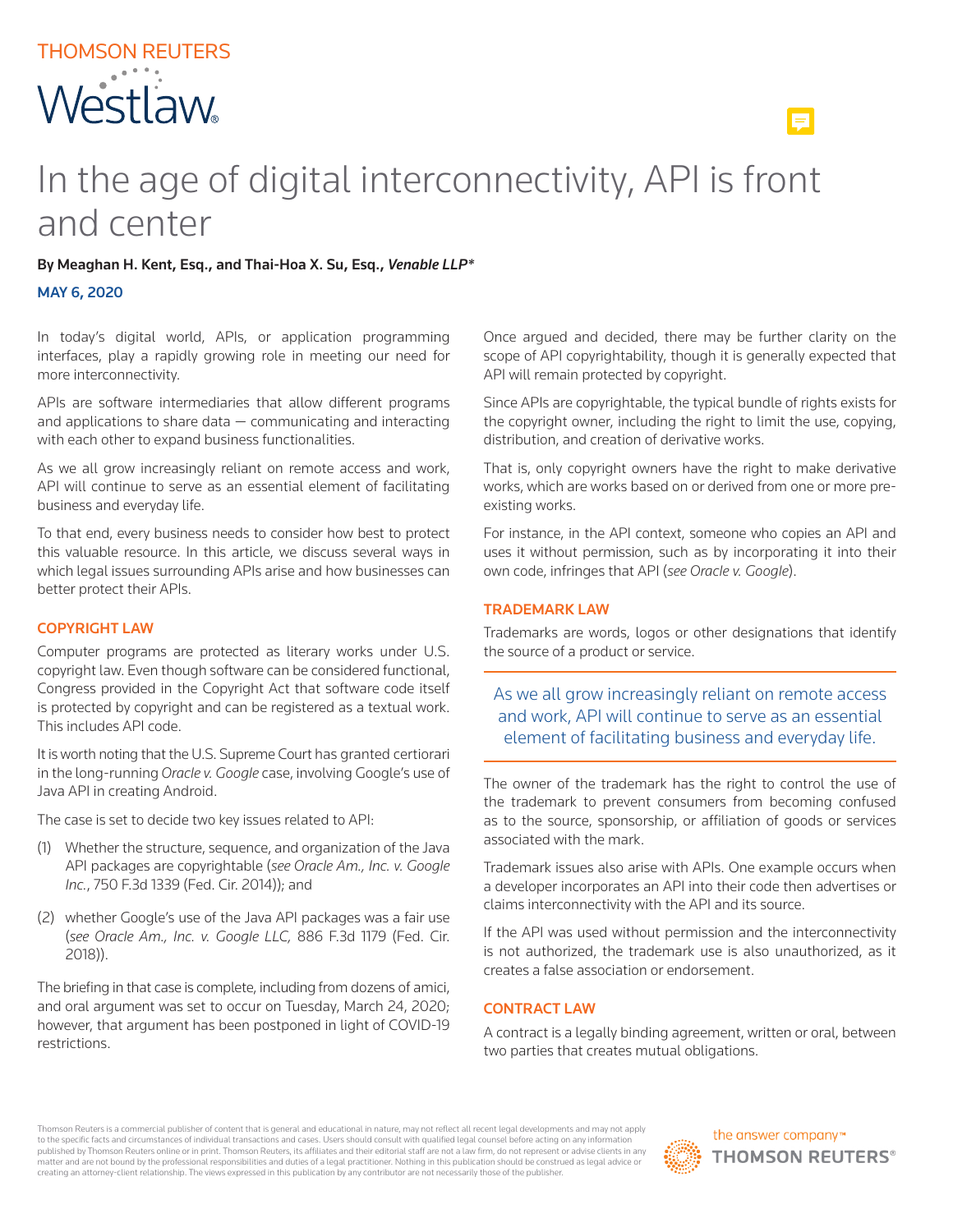THOMSON REUTERS

Westlaw

# In the age of digital interconnectivity, API is front and center

**By Meaghan H. Kent, Esq., and Thai-Hoa X. Su, Esq.,** ***Venable LLP****

**MAY 6, 2020**

In today's digital world, APIs, or application programming interfaces, play a rapidly growing role in meeting our need for more interconnectivity.

APIs are software intermediaries that allow different programs and applications to share data — communicating and interacting with each other to expand business functionalities.

As we all grow increasingly reliant on remote access and work, API will continue to serve as an essential element of facilitating business and everyday life.

To that end, every business needs to consider how best to protect this valuable resource. In this article, we discuss several ways in which legal issues surrounding APIs arise and how businesses can better protect their APIs.

## COPYRIGHT LAW

Computer programs are protected as literary works under U.S. copyright law. Even though software can be considered functional, Congress provided in the Copyright Act that software code itself is protected by copyright and can be registered as a textual work. This includes API code.

It is worth noting that the U.S. Supreme Court has granted certiorari in the long-running *Oracle v. Google* case, involving Google's use of Java API in creating Android.

The case is set to decide two key issues related to API:

(1) Whether the structure, sequence, and organization of the Java API packages are copyrightable (*see Oracle Am., Inc. v. Google Inc.*, 750 F.3d 1339 (Fed. Cir. 2014)); and

(2) whether Google's use of the Java API packages was a fair use (*see Oracle Am., Inc. v. Google LLC,* 886 F.3d 1179 (Fed. Cir. 2018)).

The briefing in that case is complete, including from dozens of amici, and oral argument was set to occur on Tuesday, March 24, 2020; however, that argument has been postponed in light of COVID-19 restrictions.

Once argued and decided, there may be further clarity on the scope of API copyrightability, though it is generally expected that API will remain protected by copyright.

Since APIs are copyrightable, the typical bundle of rights exists for the copyright owner, including the right to limit the use, copying, distribution, and creation of derivative works.

That is, only copyright owners have the right to make derivative works, which are works based on or derived from one or more pre-existing works.

For instance, in the API context, someone who copies an API and uses it without permission, such as by incorporating it into their own code, infringes that API (*see Oracle v. Google*).

## TRADEMARK LAW

Trademarks are words, logos or other designations that identify the source of a product or service.

> As we all grow increasingly reliant on remote access and work, API will continue to serve as an essential element of facilitating business and everyday life.

The owner of the trademark has the right to control the use of the trademark to prevent consumers from becoming confused as to the source, sponsorship, or affiliation of goods or services associated with the mark.

Trademark issues also arise with APIs. One example occurs when a developer incorporates an API into their code then advertises or claims interconnectivity with the API and its source.

If the API was used without permission and the interconnectivity is not authorized, the trademark use is also unauthorized, as it creates a false association or endorsement.

## CONTRACT LAW

A contract is a legally binding agreement, written or oral, between two parties that creates mutual obligations.

Thomson Reuters is a commercial publisher of content that is general and educational in nature, may not reflect all recent legal developments and may not apply to the specific facts and circumstances of individual transactions and cases. Users should consult with qualified legal counsel before acting on any information published by Thomson Reuters online or in print. Thomson Reuters, its affiliates and their editorial staff are not a law firm, do not represent or advise clients in any matter and are not bound by the professional responsibilities and duties of a legal practitioner. Nothing in this publication should be construed as legal advice or creating an attorney-client relationship. The views expressed in this publication by any contributor are not necessarily those of the publisher.

the answer company™ THOMSON REUTERS®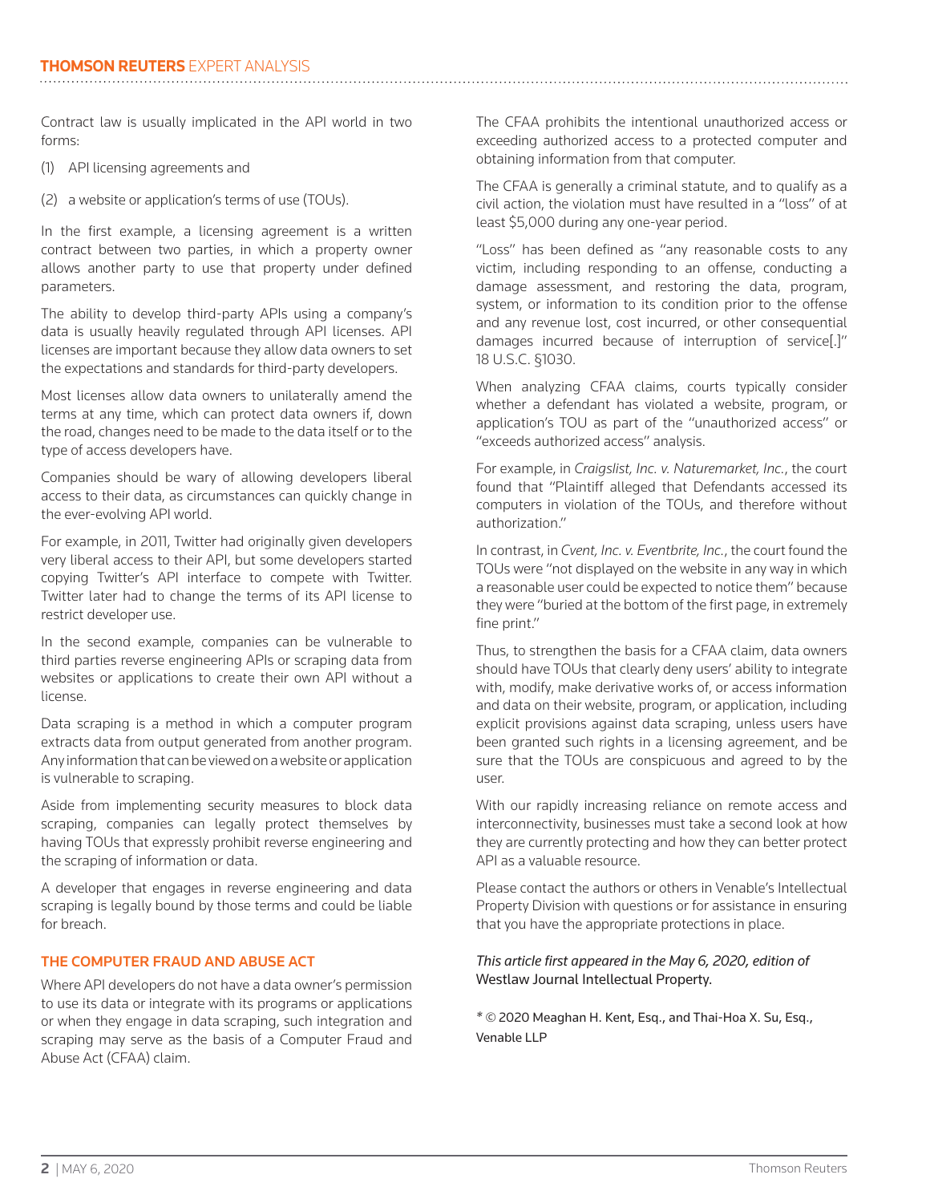Contract law is usually implicated in the API world in two forms:

(1) API licensing agreements and

(2) a website or application's terms of use (TOUs).

In the first example, a licensing agreement is a written contract between two parties, in which a property owner allows another party to use that property under defined parameters.

The ability to develop third-party APIs using a company's data is usually heavily regulated through API licenses. API licenses are important because they allow data owners to set the expectations and standards for third-party developers.

Most licenses allow data owners to unilaterally amend the terms at any time, which can protect data owners if, down the road, changes need to be made to the data itself or to the type of access developers have.

Companies should be wary of allowing developers liberal access to their data, as circumstances can quickly change in the ever-evolving API world.

For example, in 2011, Twitter had originally given developers very liberal access to their API, but some developers started copying Twitter's API interface to compete with Twitter. Twitter later had to change the terms of its API license to restrict developer use.

In the second example, companies can be vulnerable to third parties reverse engineering APIs or scraping data from websites or applications to create their own API without a license.

Data scraping is a method in which a computer program extracts data from output generated from another program. Any information that can be viewed on a website or application is vulnerable to scraping.

Aside from implementing security measures to block data scraping, companies can legally protect themselves by having TOUs that expressly prohibit reverse engineering and the scraping of information or data.

A developer that engages in reverse engineering and data scraping is legally bound by those terms and could be liable for breach.

## THE COMPUTER FRAUD AND ABUSE ACT

Where API developers do not have a data owner's permission to use its data or integrate with its programs or applications or when they engage in data scraping, such integration and scraping may serve as the basis of a Computer Fraud and Abuse Act (CFAA) claim.

The CFAA prohibits the intentional unauthorized access or exceeding authorized access to a protected computer and obtaining information from that computer.

The CFAA is generally a criminal statute, and to qualify as a civil action, the violation must have resulted in a "loss" of at least $5,000 during any one-year period.

"Loss" has been defined as "any reasonable costs to any victim, including responding to an offense, conducting a damage assessment, and restoring the data, program, system, or information to its condition prior to the offense and any revenue lost, cost incurred, or other consequential damages incurred because of interruption of service[.]" 18 U.S.C. §1030.

When analyzing CFAA claims, courts typically consider whether a defendant has violated a website, program, or application's TOU as part of the "unauthorized access" or "exceeds authorized access" analysis.

For example, in *Craigslist, Inc. v. Naturemarket, Inc.*, the court found that "Plaintiff alleged that Defendants accessed its computers in violation of the TOUs, and therefore without authorization."

In contrast, in *Cvent, Inc. v. Eventbrite, Inc.*, the court found the TOUs were "not displayed on the website in any way in which a reasonable user could be expected to notice them" because they were "buried at the bottom of the first page, in extremely fine print."

Thus, to strengthen the basis for a CFAA claim, data owners should have TOUs that clearly deny users' ability to integrate with, modify, make derivative works of, or access information and data on their website, program, or application, including explicit provisions against data scraping, unless users have been granted such rights in a licensing agreement, and be sure that the TOUs are conspicuous and agreed to by the user.

With our rapidly increasing reliance on remote access and interconnectivity, businesses must take a second look at how they are currently protecting and how they can better protect API as a valuable resource.

Please contact the authors or others in Venable's Intellectual Property Division with questions or for assistance in ensuring that you have the appropriate protections in place.

*This article first appeared in the May 6, 2020, edition of* Westlaw Journal Intellectual Property.

* © 2020 Meaghan H. Kent, Esq., and Thai-Hoa X. Su, Esq., Venable LLP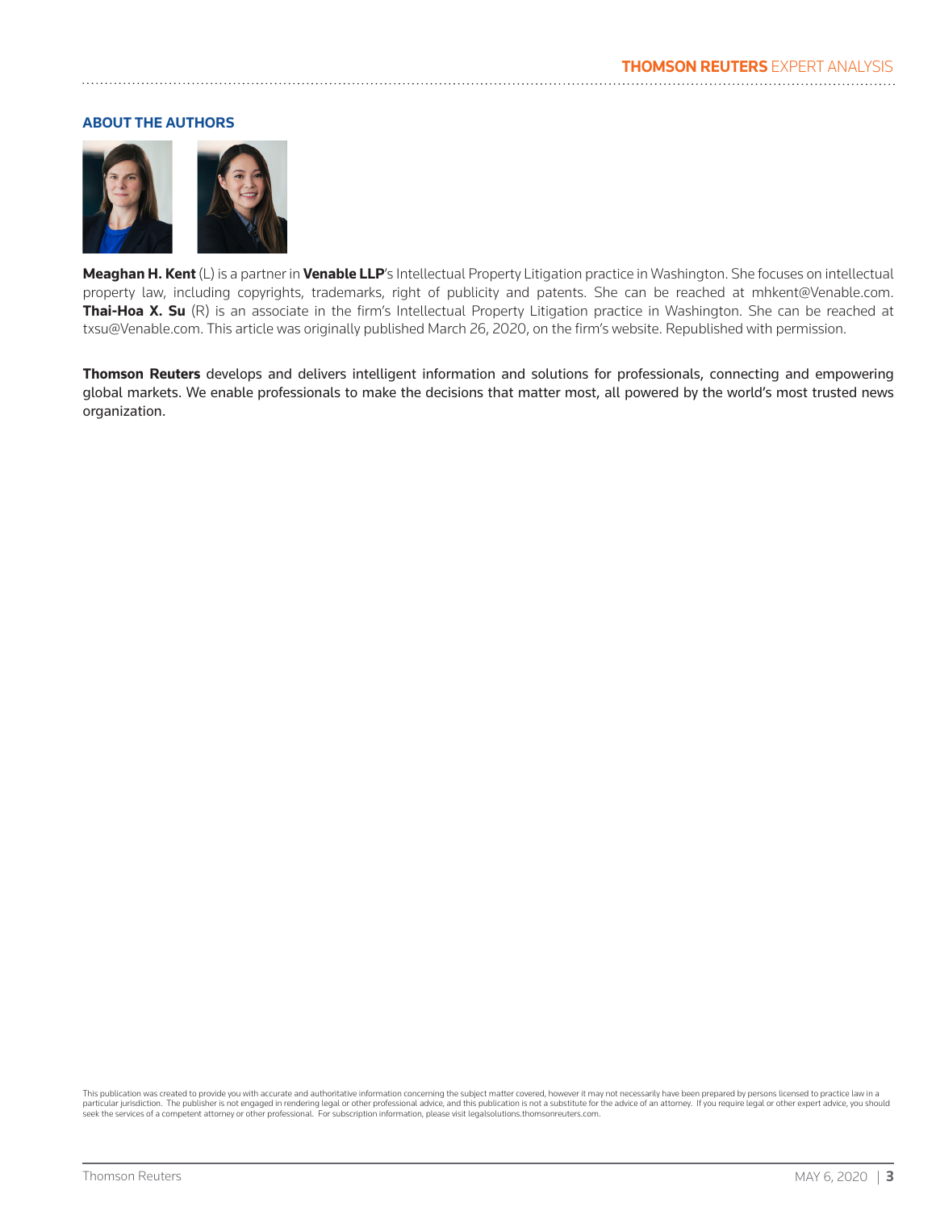### ABOUT THE AUTHORS

**Meaghan H. Kent** (L) is a partner in **Venable LLP**'s Intellectual Property Litigation practice in Washington. She focuses on intellectual property law, including copyrights, trademarks, right of publicity and patents. She can be reached at mhkent@Venable.com. **Thai-Hoa X. Su** (R) is an associate in the firm's Intellectual Property Litigation practice in Washington. She can be reached at txsu@Venable.com. This article was originally published March 26, 2020, on the firm's website. Republished with permission.

**Thomson Reuters** develops and delivers intelligent information and solutions for professionals, connecting and empowering global markets. We enable professionals to make the decisions that matter most, all powered by the world's most trusted news organization.

This publication was created to provide you with accurate and authoritative information concerning the subject matter covered, however it may not necessarily have been prepared by persons licensed to practice law in a particular jurisdiction. The publisher is not engaged in rendering legal or other professional advice, and this publication is not a substitute for the advice of an attorney. If you require legal or other expert advice, you should seek the services of a competent attorney or other professional. For subscription information, please visit legalsolutions.thomsonreuters.com.